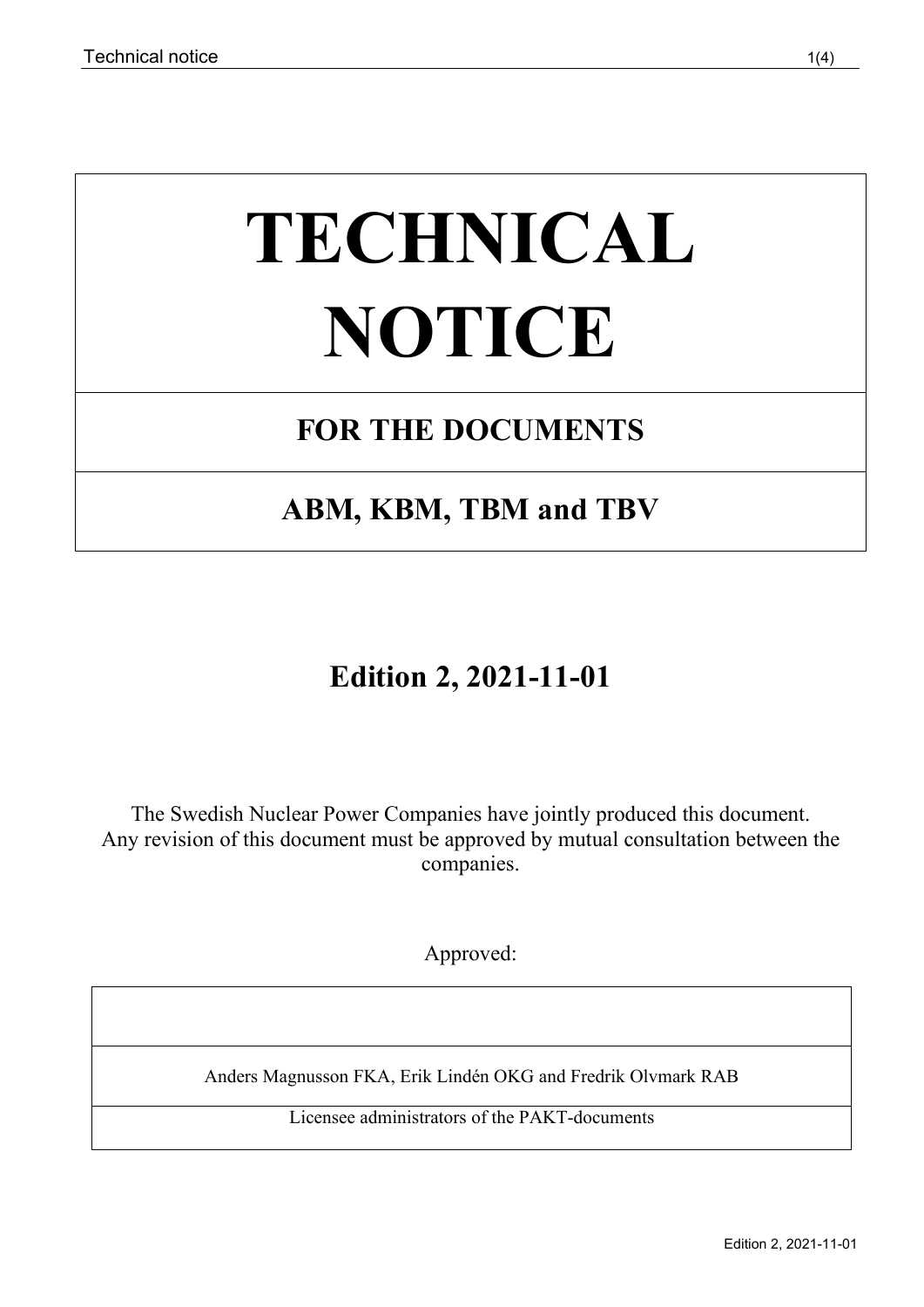# TECHNICAL NOTICE

## FOR THE DOCUMENTS

## ABM, KBM, TBM and TBV

## Edition 2, 2021-11-01

The Swedish Nuclear Power Companies have jointly produced this document.
Any revision of this document must be approved by mutual consultation between the companies.

Approved:

| |
|---|
| Anders Magnusson FKA, Erik Lindén OKG and Fredrik Olvmark RAB |
| Licensee administrators of the PAKT-documents |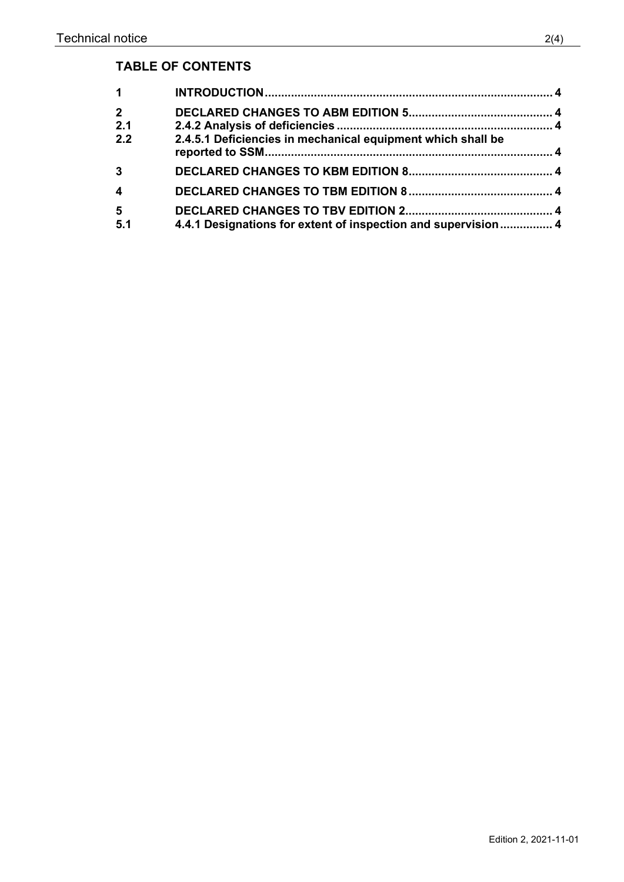## TABLE OF CONTENTS

| | | |
|---|---|---|
| **1** | **INTRODUCTION** | **4** |
| **2** | **DECLARED CHANGES TO ABM EDITION 5** | **4** |
| **2.1** | **2.4.2 Analysis of deficiencies** | **4** |
| **2.2** | **2.4.5.1 Deficiencies in mechanical equipment which shall be reported to SSM** | **4** |
| **3** | **DECLARED CHANGES TO KBM EDITION 8** | **4** |
| **4** | **DECLARED CHANGES TO TBM EDITION 8** | **4** |
| **5** | **DECLARED CHANGES TO TBV EDITION 2** | **4** |
| **5.1** | **4.4.1 Designations for extent of inspection and supervision** | **4** |

Edition 2, 2021-11-01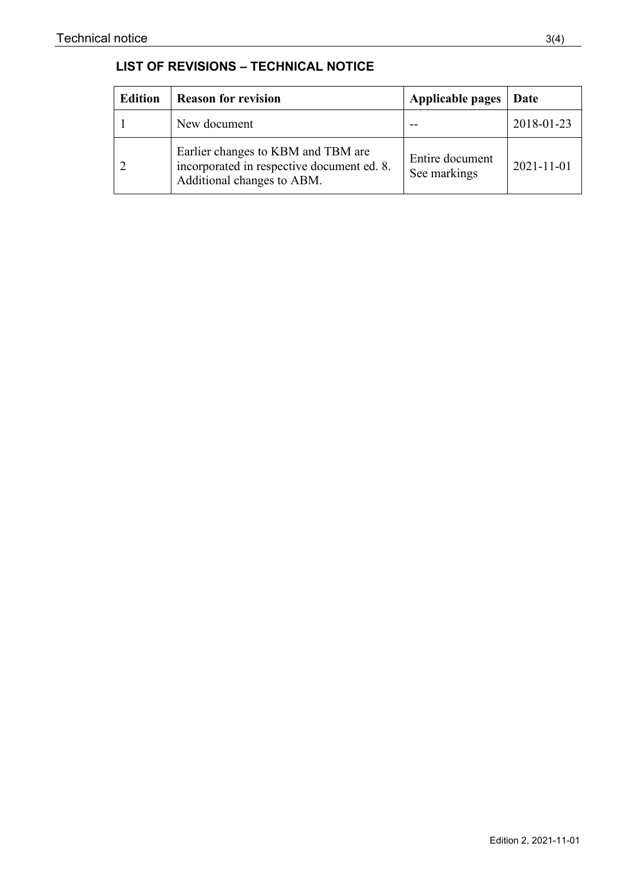## LIST OF REVISIONS – TECHNICAL NOTICE

| Edition | Reason for revision | Applicable pages | Date |
|---|---|---|---|
| 1 | New document | -- | 2018-01-23 |
| 2 | Earlier changes to KBM and TBM are incorporated in respective document ed. 8. Additional changes to ABM. | Entire document See markings | 2021-11-01 |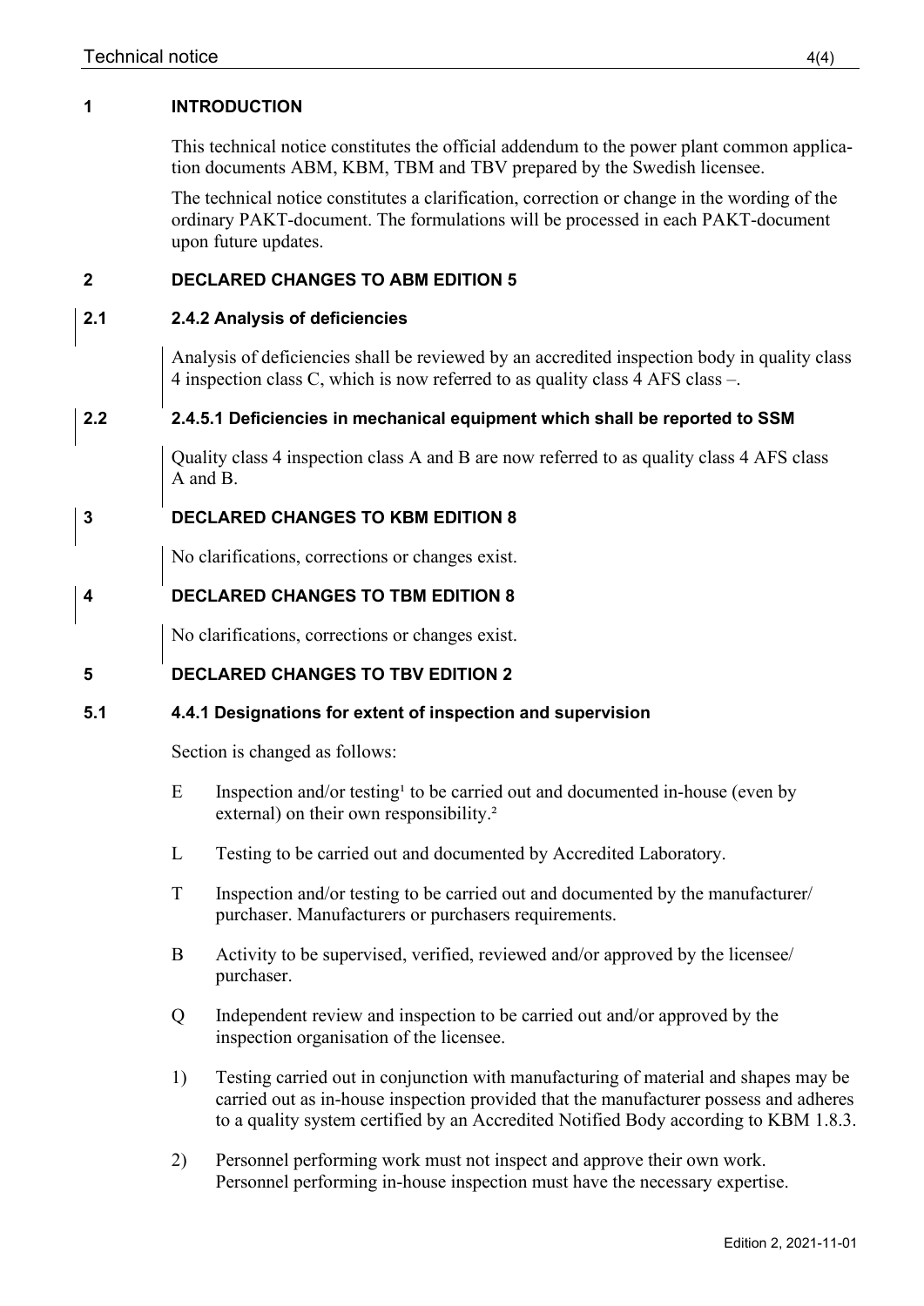## 1 INTRODUCTION

This technical notice constitutes the official addendum to the power plant common application documents ABM, KBM, TBM and TBV prepared by the Swedish licensee.

The technical notice constitutes a clarification, correction or change in the wording of the ordinary PAKT-document. The formulations will be processed in each PAKT-document upon future updates.

## 2 DECLARED CHANGES TO ABM EDITION 5

### 2.1 2.4.2 Analysis of deficiencies

Analysis of deficiencies shall be reviewed by an accredited inspection body in quality class 4 inspection class C, which is now referred to as quality class 4 AFS class –.

### 2.2 2.4.5.1 Deficiencies in mechanical equipment which shall be reported to SSM

Quality class 4 inspection class A and B are now referred to as quality class 4 AFS class A and B.

## 3 DECLARED CHANGES TO KBM EDITION 8

No clarifications, corrections or changes exist.

## 4 DECLARED CHANGES TO TBM EDITION 8

No clarifications, corrections or changes exist.

## 5 DECLARED CHANGES TO TBV EDITION 2

### 5.1 4.4.1 Designations for extent of inspection and supervision

Section is changed as follows:

- E Inspection and/or testing[1] to be carried out and documented in-house (even by external) on their own responsibility.[2]
- L Testing to be carried out and documented by Accredited Laboratory.
- T Inspection and/or testing to be carried out and documented by the manufacturer/purchaser. Manufacturers or purchasers requirements.
- B Activity to be supervised, verified, reviewed and/or approved by the licensee/purchaser.
- Q Independent review and inspection to be carried out and/or approved by the inspection organisation of the licensee.

1) Testing carried out in conjunction with manufacturing of material and shapes may be carried out as in-house inspection provided that the manufacturer possess and adheres to a quality system certified by an Accredited Notified Body according to KBM 1.8.3.

2) Personnel performing work must not inspect and approve their own work. Personnel performing in-house inspection must have the necessary expertise.